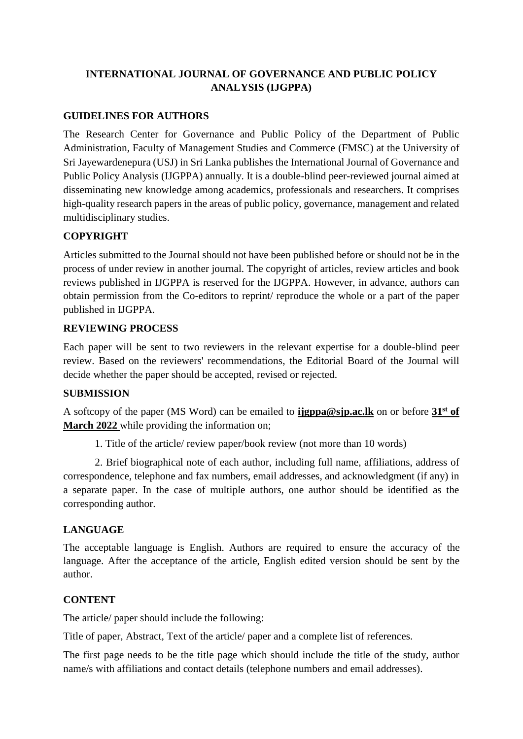# INTERNATIONAL JOURNAL OF GOVERNANCE AND PUBLIC POLICY ANALYSIS (IJGPPA)

## GUIDELINES FOR AUTHORS

The Research Center for Governance and Public Policy of the Department of Public Administration, Faculty of Management Studies and Commerce (FMSC) at the University of Sri Jayewardenepura (USJ) in Sri Lanka publishes the International Journal of Governance and Public Policy Analysis (IJGPPA) annually. It is a double-blind peer-reviewed journal aimed at disseminating new knowledge among academics, professionals and researchers. It comprises high-quality research papers in the areas of public policy, governance, management and related multidisciplinary studies.

## COPYRIGHT

Articles submitted to the Journal should not have been published before or should not be in the process of under review in another journal. The copyright of articles, review articles and book reviews published in IJGPPA is reserved for the IJGPPA. However, in advance, authors can obtain permission from the Co-editors to reprint/ reproduce the whole or a part of the paper published in IJGPPA.

## REVIEWING PROCESS

Each paper will be sent to two reviewers in the relevant expertise for a double-blind peer review. Based on the reviewers' recommendations, the Editorial Board of the Journal will decide whether the paper should be accepted, revised or rejected.

## SUBMISSION

A softcopy of the paper (MS Word) can be emailed to **ijgppa@sjp.ac.lk** on or before **31st of March 2022** while providing the information on;

1. Title of the article/ review paper/book review (not more than 10 words)

2. Brief biographical note of each author, including full name, affiliations, address of correspondence, telephone and fax numbers, email addresses, and acknowledgment (if any) in a separate paper. In the case of multiple authors, one author should be identified as the corresponding author.

## LANGUAGE

The acceptable language is English. Authors are required to ensure the accuracy of the language. After the acceptance of the article, English edited version should be sent by the author.

## CONTENT

The article/ paper should include the following:

Title of paper, Abstract, Text of the article/ paper and a complete list of references.

The first page needs to be the title page which should include the title of the study, author name/s with affiliations and contact details (telephone numbers and email addresses).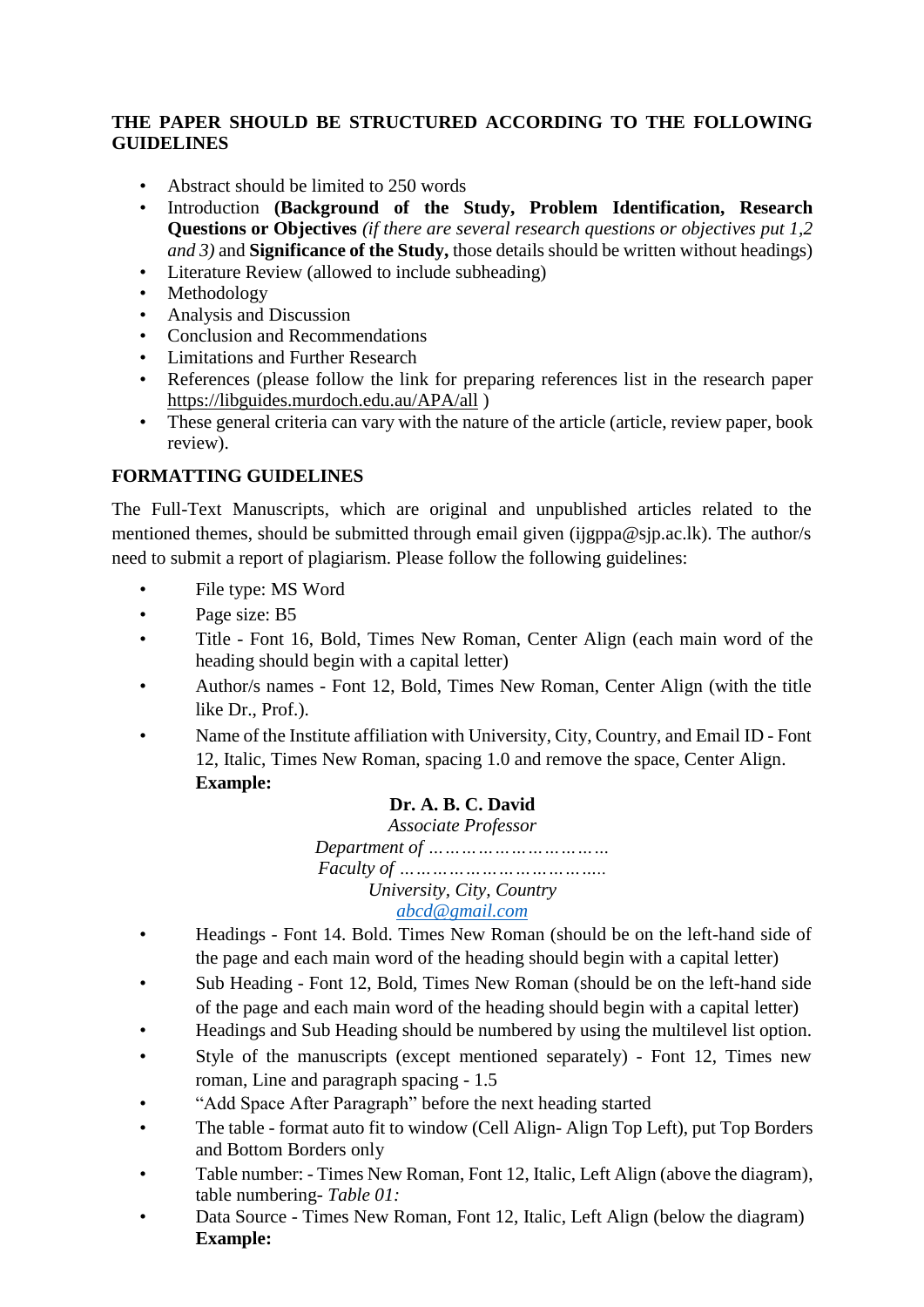**THE PAPER SHOULD BE STRUCTURED ACCORDING TO THE FOLLOWING GUIDELINES**

- Abstract should be limited to 250 words
- Introduction **(Background of the Study, Problem Identification, Research Questions or Objectives** *(if there are several research questions or objectives put 1,2 and 3)* and **Significance of the Study,** those details should be written without headings)
- Literature Review (allowed to include subheading)
- Methodology
- Analysis and Discussion
- Conclusion and Recommendations
- Limitations and Further Research
- References (please follow the link for preparing references list in the research paper https://libguides.murdoch.edu.au/APA/all )
- These general criteria can vary with the nature of the article (article, review paper, book review).

**FORMATTING GUIDELINES**

The Full-Text Manuscripts, which are original and unpublished articles related to the mentioned themes, should be submitted through email given (ijgppa@sjp.ac.lk). The author/s need to submit a report of plagiarism. Please follow the following guidelines:

- File type: MS Word
- Page size: B5
- Title - Font 16, Bold, Times New Roman, Center Align (each main word of the heading should begin with a capital letter)
- Author/s names - Font 12, Bold, Times New Roman, Center Align (with the title like Dr., Prof.).
- Name of the Institute affiliation with University, City, Country, and Email ID - Font 12, Italic, Times New Roman, spacing 1.0 and remove the space, Center Align.
  **Example:**

  **Dr. A. B. C. David**
  *Associate Professor*
  *Department of ……………………………*
  *Faculty of ………………………………..*
  *University, City, Country*
  *abcd@gmail.com*

- Headings - Font 14. Bold. Times New Roman (should be on the left-hand side of the page and each main word of the heading should begin with a capital letter)
- Sub Heading - Font 12, Bold, Times New Roman (should be on the left-hand side of the page and each main word of the heading should begin with a capital letter)
- Headings and Sub Heading should be numbered by using the multilevel list option.
- Style of the manuscripts (except mentioned separately) - Font 12, Times new roman, Line and paragraph spacing - 1.5
- "Add Space After Paragraph" before the next heading started
- The table - format auto fit to window (Cell Align- Align Top Left), put Top Borders and Bottom Borders only
- Table number: - Times New Roman, Font 12, Italic, Left Align (above the diagram), table numbering- *Table 01:*
- Data Source - Times New Roman, Font 12, Italic, Left Align (below the diagram)
  **Example:**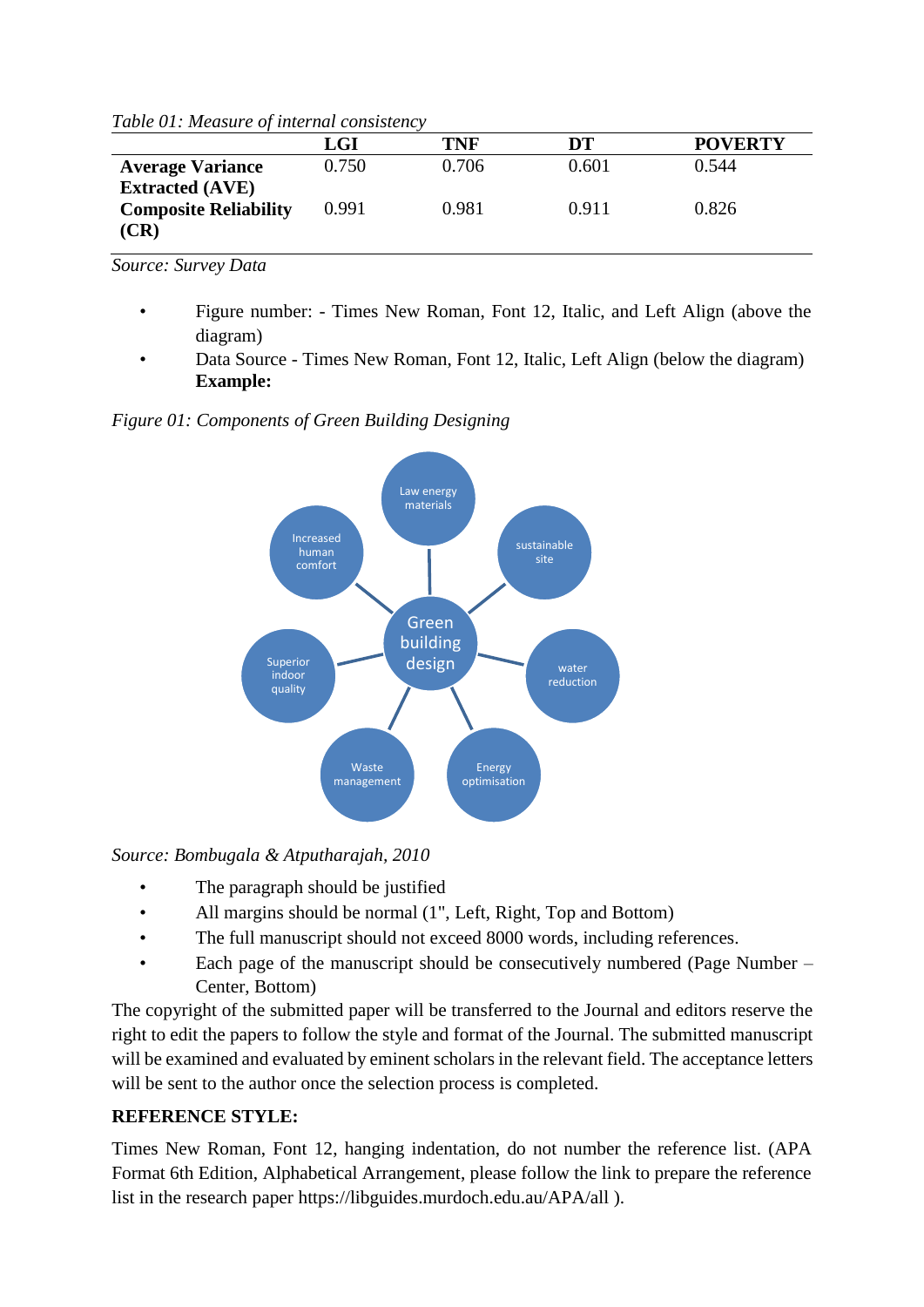*Table 01: Measure of internal consistency*

| | LGI | TNF | DT | POVERTY |
|---|---|---|---|---|
| **Average Variance Extracted (AVE)** | 0.750 | 0.706 | 0.601 | 0.544 |
| **Composite Reliability (CR)** | 0.991 | 0.981 | 0.911 | 0.826 |

*Source: Survey Data*

- Figure number: - Times New Roman, Font 12, Italic, and Left Align (above the diagram)
- Data Source - Times New Roman, Font 12, Italic, Left Align (below the diagram) **Example:**

*Figure 01: Components of Green Building Designing*

Green building design

Law energy materials

sustainable site

water reduction

Energy optimisation

Waste management

Superior indoor quality

Increased human comfort

*Source: Bombugala & Atputharajah, 2010*

- The paragraph should be justified
- All margins should be normal (1", Left, Right, Top and Bottom)
- The full manuscript should not exceed 8000 words, including references.
- Each page of the manuscript should be consecutively numbered (Page Number – Center, Bottom)

The copyright of the submitted paper will be transferred to the Journal and editors reserve the right to edit the papers to follow the style and format of the Journal. The submitted manuscript will be examined and evaluated by eminent scholars in the relevant field. The acceptance letters will be sent to the author once the selection process is completed.

**REFERENCE STYLE:**

Times New Roman, Font 12, hanging indentation, do not number the reference list. (APA Format 6th Edition, Alphabetical Arrangement, please follow the link to prepare the reference list in the research paper https://libguides.murdoch.edu.au/APA/all ).